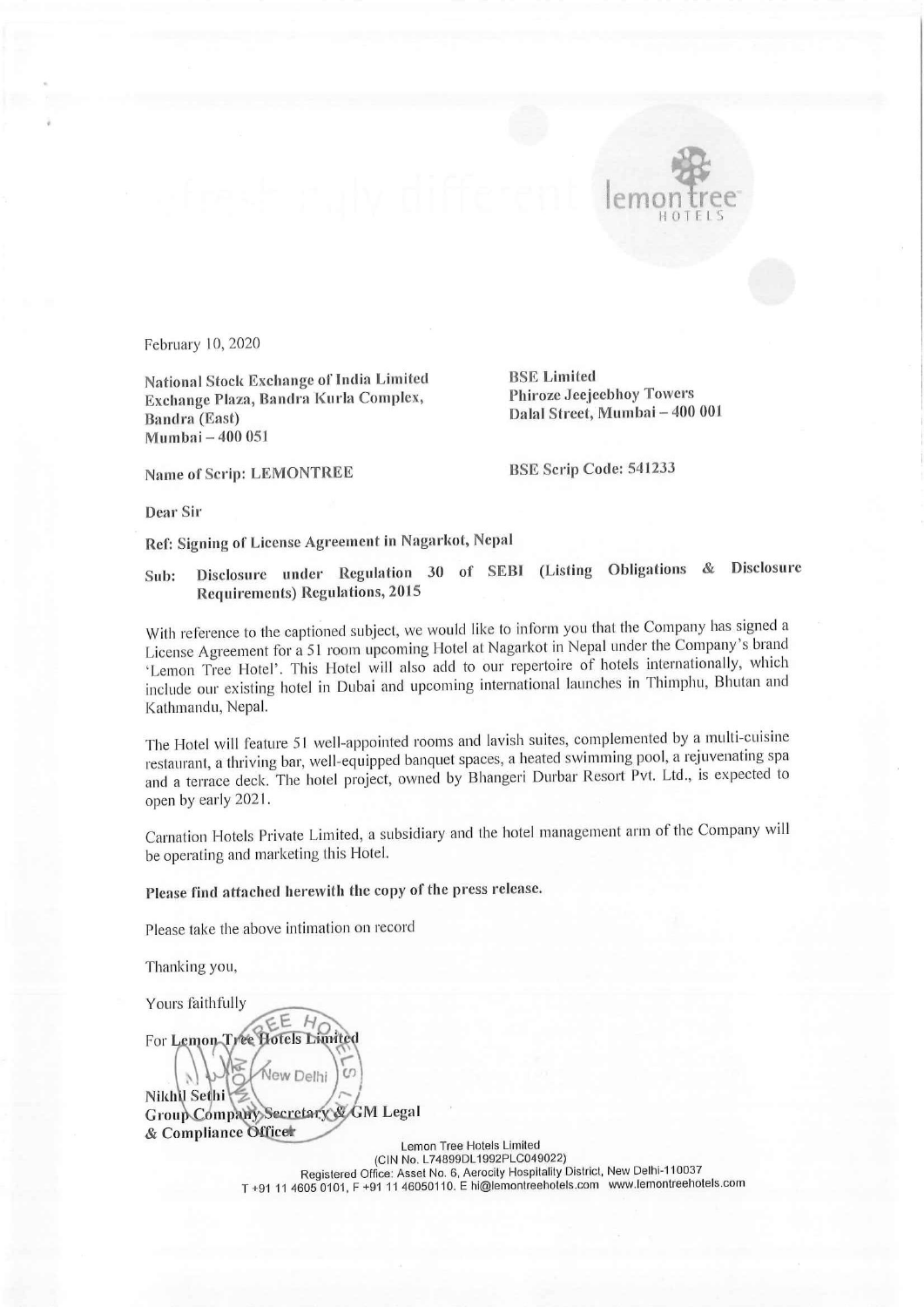February 10, 2020

**National Stock Exchange of India Limited**
**Exchange Plaza, Bandra Kurla Complex,**
**Bandra (East)**
**Mumbai – 400 051**

**Name of Scrip: LEMONTREE**

**BSE Limited**
**Phiroze Jeejeebhoy Towers**
**Dalal Street, Mumbai – 400 001**

**BSE Scrip Code: 541233**

**Dear Sir**

**Ref: Signing of License Agreement in Nagarkot, Nepal**

**Sub: Disclosure under Regulation 30 of SEBI (Listing Obligations & Disclosure Requirements) Regulations, 2015**

With reference to the captioned subject, we would like to inform you that the Company has signed a License Agreement for a 51 room upcoming Hotel at Nagarkot in Nepal under the Company's brand 'Lemon Tree Hotel'. This Hotel will also add to our repertoire of hotels internationally, which include our existing hotel in Dubai and upcoming international launches in Thimphu, Bhutan and Kathmandu, Nepal.

The Hotel will feature 51 well-appointed rooms and lavish suites, complemented by a multi-cuisine restaurant, a thriving bar, well-equipped banquet spaces, a heated swimming pool, a rejuvenating spa and a terrace deck. The hotel project, owned by Bhangeri Durbar Resort Pvt. Ltd., is expected to open by early 2021.

Carnation Hotels Private Limited, a subsidiary and the hotel management arm of the Company will be operating and marketing this Hotel.

**Please find attached herewith the copy of the press release.**

Please take the above intimation on record

Thanking you,

Yours faithfully

For **Lemon Tree Hotels Limited**

**Nikhil Sethi**
**Group Company Secretary & GM Legal**
**& Compliance Officer**

Lemon Tree Hotels Limited
(CIN No. L74899DL1992PLC049022)
Registered Office: Asset No. 6, Aerocity Hospitality District, New Delhi-110037
T +91 11 4605 0101, F +91 11 46050110. E hi@lemontreehotels.com www.lemontreehotels.com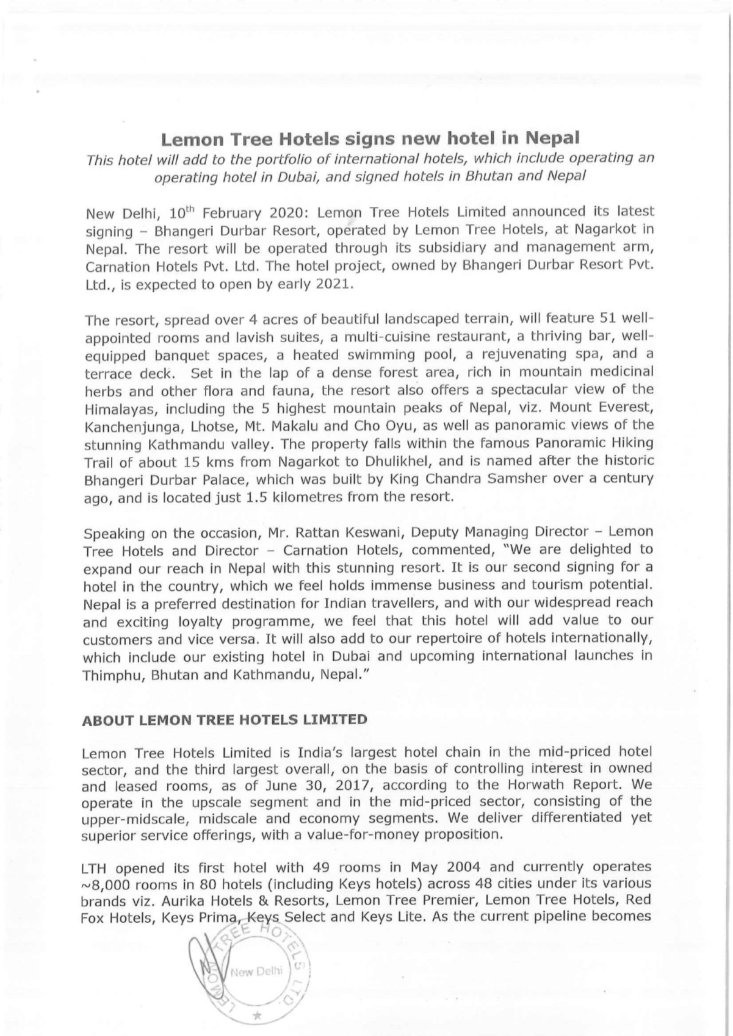## Lemon Tree Hotels signs new hotel in Nepal

*This hotel will add to the portfolio of international hotels, which include operating an operating hotel in Dubai, and signed hotels in Bhutan and Nepal*

New Delhi, 10th February 2020: Lemon Tree Hotels Limited announced its latest signing – Bhangeri Durbar Resort, operated by Lemon Tree Hotels, at Nagarkot in Nepal. The resort will be operated through its subsidiary and management arm, Carnation Hotels Pvt. Ltd. The hotel project, owned by Bhangeri Durbar Resort Pvt. Ltd., is expected to open by early 2021.

The resort, spread over 4 acres of beautiful landscaped terrain, will feature 51 well-appointed rooms and lavish suites, a multi-cuisine restaurant, a thriving bar, well-equipped banquet spaces, a heated swimming pool, a rejuvenating spa, and a terrace deck. Set in the lap of a dense forest area, rich in mountain medicinal herbs and other flora and fauna, the resort also offers a spectacular view of the Himalayas, including the 5 highest mountain peaks of Nepal, viz. Mount Everest, Kanchenjunga, Lhotse, Mt. Makalu and Cho Oyu, as well as panoramic views of the stunning Kathmandu valley. The property falls within the famous Panoramic Hiking Trail of about 15 kms from Nagarkot to Dhulikhel, and is named after the historic Bhangeri Durbar Palace, which was built by King Chandra Samsher over a century ago, and is located just 1.5 kilometres from the resort.

Speaking on the occasion, Mr. Rattan Keswani, Deputy Managing Director – Lemon Tree Hotels and Director – Carnation Hotels, commented, "We are delighted to expand our reach in Nepal with this stunning resort. It is our second signing for a hotel in the country, which we feel holds immense business and tourism potential. Nepal is a preferred destination for Indian travellers, and with our widespread reach and exciting loyalty programme, we feel that this hotel will add value to our customers and vice versa. It will also add to our repertoire of hotels internationally, which include our existing hotel in Dubai and upcoming international launches in Thimphu, Bhutan and Kathmandu, Nepal."

### ABOUT LEMON TREE HOTELS LIMITED

Lemon Tree Hotels Limited is India's largest hotel chain in the mid-priced hotel sector, and the third largest overall, on the basis of controlling interest in owned and leased rooms, as of June 30, 2017, according to the Horwath Report. We operate in the upscale segment and in the mid-priced sector, consisting of the upper-midscale, midscale and economy segments. We deliver differentiated yet superior service offerings, with a value-for-money proposition.

LTH opened its first hotel with 49 rooms in May 2004 and currently operates ~8,000 rooms in 80 hotels (including Keys hotels) across 48 cities under its various brands viz. Aurika Hotels & Resorts, Lemon Tree Premier, Lemon Tree Hotels, Red Fox Hotels, Keys Prima, Keys Select and Keys Lite. As the current pipeline becomes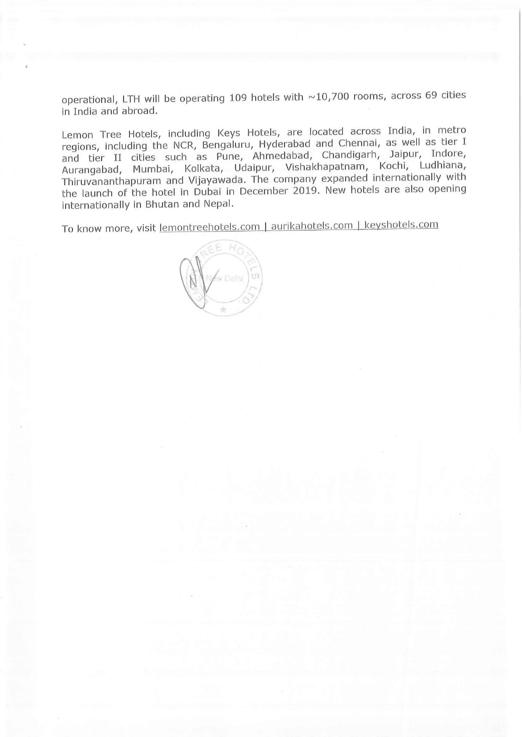operational, LTH will be operating 109 hotels with ~10,700 rooms, across 69 cities in India and abroad.

Lemon Tree Hotels, including Keys Hotels, are located across India, in metro regions, including the NCR, Bengaluru, Hyderabad and Chennai, as well as tier I and tier II cities such as Pune, Ahmedabad, Chandigarh, Jaipur, Indore, Aurangabad, Mumbai, Kolkata, Udaipur, Vishakhapatnam, Kochi, Ludhiana, Thiruvananthapuram and Vijayawada. The company expanded internationally with the launch of the hotel in Dubai in December 2019. New hotels are also opening internationally in Bhutan and Nepal.

To know more, visit lemontreehotels.com | aurikahotels.com | keyshotels.com